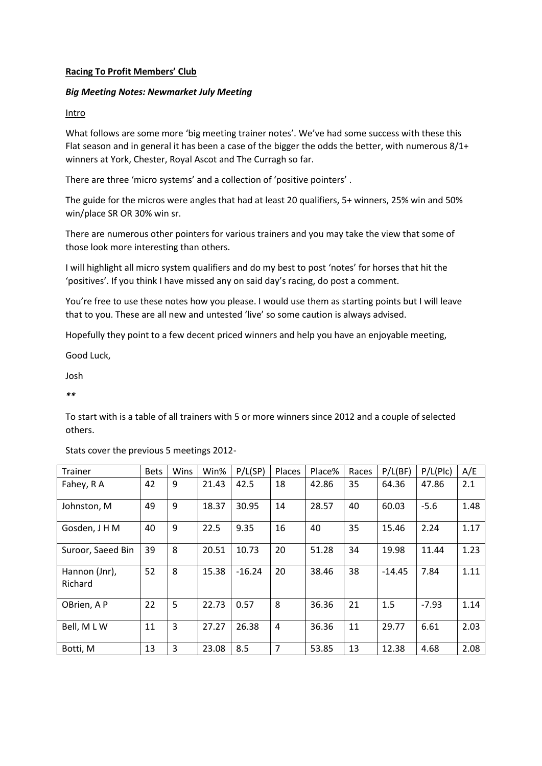**Racing To Profit Members' Club**

***Big Meeting Notes: Newmarket July Meeting***

Intro

What follows are some more 'big meeting trainer notes'. We've had some success with these this Flat season and in general it has been a case of the bigger the odds the better, with numerous 8/1+ winners at York, Chester, Royal Ascot and The Curragh so far.

There are three 'micro systems' and a collection of 'positive pointers' .

The guide for the micros were angles that had at least 20 qualifiers, 5+ winners, 25% win and 50% win/place SR OR 30% win sr.

There are numerous other pointers for various trainers and you may take the view that some of those look more interesting than others.

I will highlight all micro system qualifiers and do my best to post 'notes' for horses that hit the 'positives'. If you think I have missed any on said day's racing, do post a comment.

You're free to use these notes how you please. I would use them as starting points but I will leave that to you. These are all new and untested 'live' so some caution is always advised.

Hopefully they point to a few decent priced winners and help you have an enjoyable meeting,

Good Luck,

Josh

***

To start with is a table of all trainers with 5 or more winners since 2012 and a couple of selected others.

Stats cover the previous 5 meetings 2012-

| Trainer | Bets | Wins | Win% | P/L(SP) | Places | Place% | Races | P/L(BF) | P/L(Plc) | A/E |
|---|---|---|---|---|---|---|---|---|---|---|
| Fahey, R A | 42 | 9 | 21.43 | 42.5 | 18 | 42.86 | 35 | 64.36 | 47.86 | 2.1 |
| Johnston, M | 49 | 9 | 18.37 | 30.95 | 14 | 28.57 | 40 | 60.03 | -5.6 | 1.48 |
| Gosden, J H M | 40 | 9 | 22.5 | 9.35 | 16 | 40 | 35 | 15.46 | 2.24 | 1.17 |
| Suroor, Saeed Bin | 39 | 8 | 20.51 | 10.73 | 20 | 51.28 | 34 | 19.98 | 11.44 | 1.23 |
| Hannon (Jnr), Richard | 52 | 8 | 15.38 | -16.24 | 20 | 38.46 | 38 | -14.45 | 7.84 | 1.11 |
| OBrien, A P | 22 | 5 | 22.73 | 0.57 | 8 | 36.36 | 21 | 1.5 | -7.93 | 1.14 |
| Bell, M L W | 11 | 3 | 27.27 | 26.38 | 4 | 36.36 | 11 | 29.77 | 6.61 | 2.03 |
| Botti, M | 13 | 3 | 23.08 | 8.5 | 7 | 53.85 | 13 | 12.38 | 4.68 | 2.08 |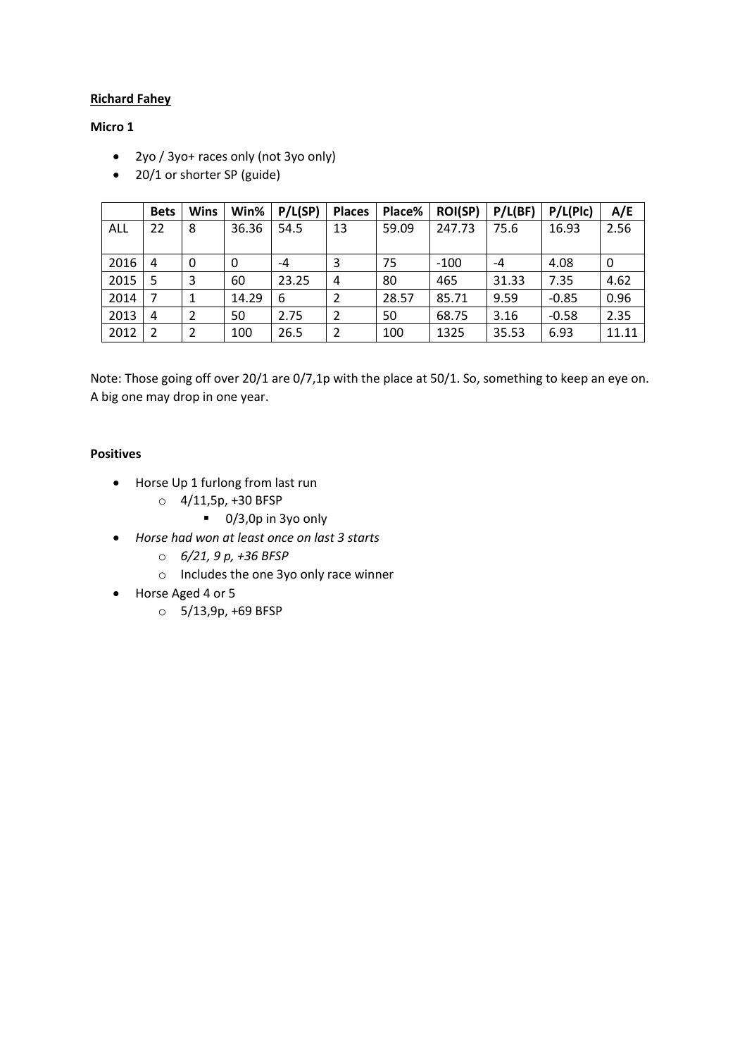**<u>Richard Fahey</u>**

**Micro 1**

- 2yo / 3yo+ races only (not 3yo only)
- 20/1 or shorter SP (guide)

| | Bets | Wins | Win% | P/L(SP) | Places | Place% | ROI(SP) | P/L(BF) | P/L(Plc) | A/E |
|---|---|---|---|---|---|---|---|---|---|---|
| ALL | 22 | 8 | 36.36 | 54.5 | 13 | 59.09 | 247.73 | 75.6 | 16.93 | 2.56 |
| 2016 | 4 | 0 | 0 | -4 | 3 | 75 | -100 | -4 | 4.08 | 0 |
| 2015 | 5 | 3 | 60 | 23.25 | 4 | 80 | 465 | 31.33 | 7.35 | 4.62 |
| 2014 | 7 | 1 | 14.29 | 6 | 2 | 28.57 | 85.71 | 9.59 | -0.85 | 0.96 |
| 2013 | 4 | 2 | 50 | 2.75 | 2 | 50 | 68.75 | 3.16 | -0.58 | 2.35 |
| 2012 | 2 | 2 | 100 | 26.5 | 2 | 100 | 1325 | 35.53 | 6.93 | 11.11 |

Note: Those going off over 20/1 are 0/7,1p with the place at 50/1. So, something to keep an eye on. A big one may drop in one year.

**Positives**

- Horse Up 1 furlong from last run
  - 4/11,5p, +30 BFSP
    - 0/3,0p in 3yo only
- *Horse had won at least once on last 3 starts*
  - *6/21, 9 p, +36 BFSP*
  - Includes the one 3yo only race winner
- Horse Aged 4 or 5
  - 5/13,9p, +69 BFSP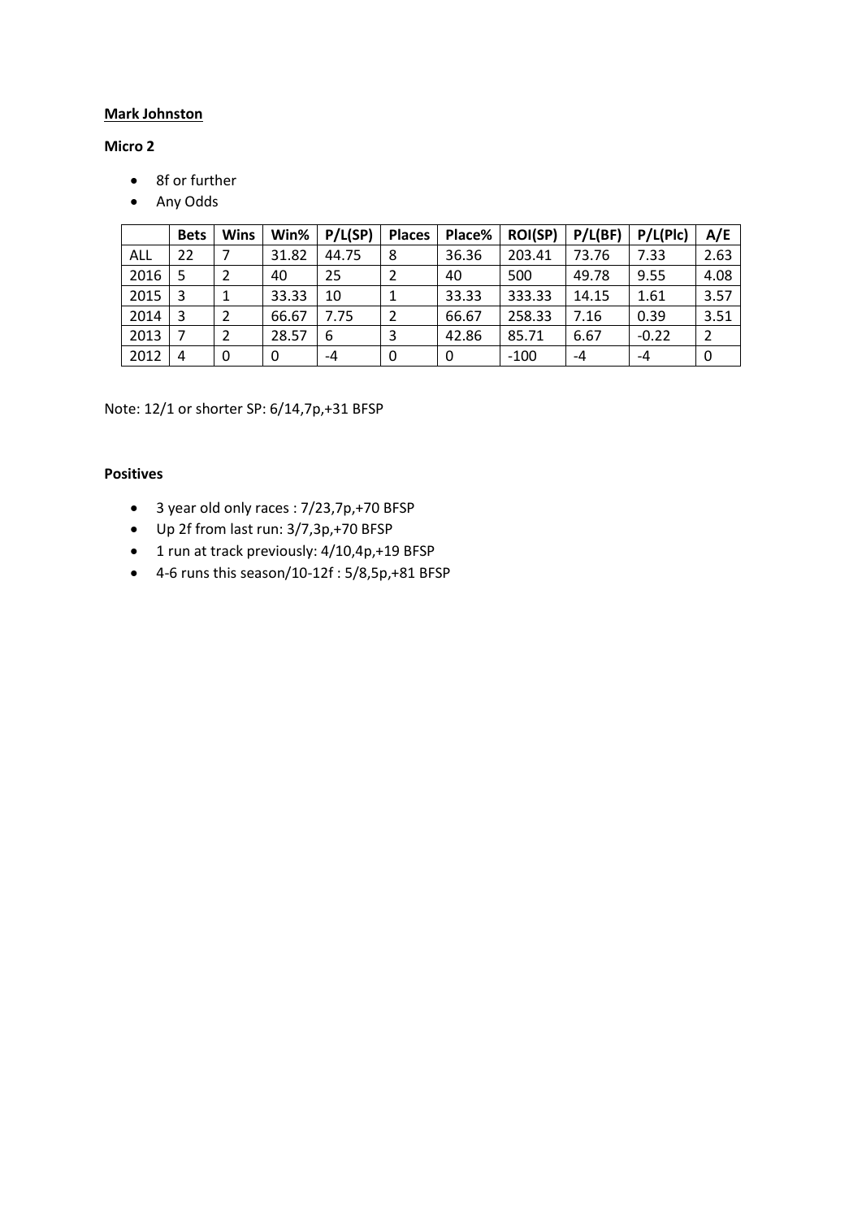**Mark Johnston**

**Micro 2**

- 8f or further
- Any Odds

| | Bets | Wins | Win% | P/L(SP) | Places | Place% | ROI(SP) | P/L(BF) | P/L(Plc) | A/E |
|---|---|---|---|---|---|---|---|---|---|---|
| ALL | 22 | 7 | 31.82 | 44.75 | 8 | 36.36 | 203.41 | 73.76 | 7.33 | 2.63 |
| 2016 | 5 | 2 | 40 | 25 | 2 | 40 | 500 | 49.78 | 9.55 | 4.08 |
| 2015 | 3 | 1 | 33.33 | 10 | 1 | 33.33 | 333.33 | 14.15 | 1.61 | 3.57 |
| 2014 | 3 | 2 | 66.67 | 7.75 | 2 | 66.67 | 258.33 | 7.16 | 0.39 | 3.51 |
| 2013 | 7 | 2 | 28.57 | 6 | 3 | 42.86 | 85.71 | 6.67 | -0.22 | 2 |
| 2012 | 4 | 0 | 0 | -4 | 0 | 0 | -100 | -4 | -4 | 0 |

Note: 12/1 or shorter SP: 6/14,7p,+31 BFSP

**Positives**

- 3 year old only races : 7/23,7p,+70 BFSP
- Up 2f from last run: 3/7,3p,+70 BFSP
- 1 run at track previously: 4/10,4p,+19 BFSP
- 4-6 runs this season/10-12f : 5/8,5p,+81 BFSP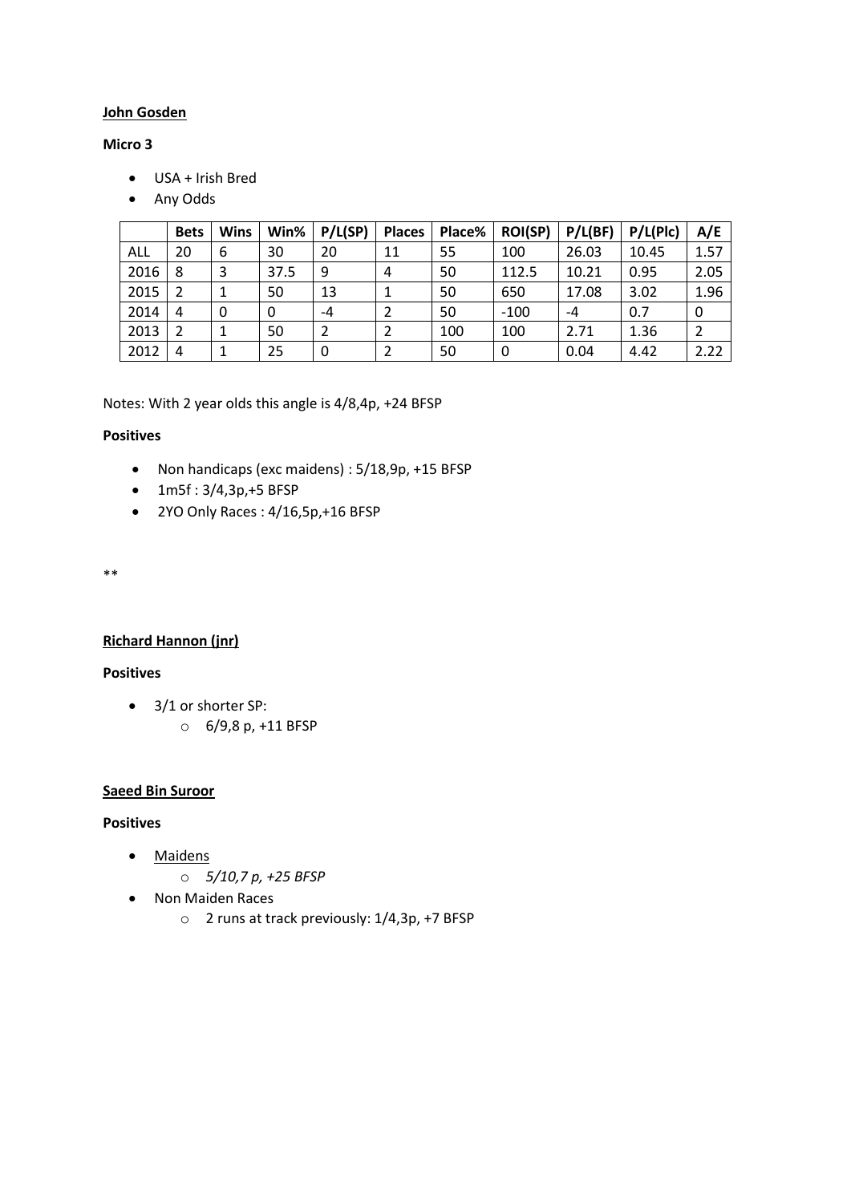**<u>John Gosden</u>**

**Micro 3**

- USA + Irish Bred
- Any Odds

| | Bets | Wins | Win% | P/L(SP) | Places | Place% | ROI(SP) | P/L(BF) | P/L(Plc) | A/E |
|---|---|---|---|---|---|---|---|---|---|---|
| ALL | 20 | 6 | 30 | 20 | 11 | 55 | 100 | 26.03 | 10.45 | 1.57 |
| 2016 | 8 | 3 | 37.5 | 9 | 4 | 50 | 112.5 | 10.21 | 0.95 | 2.05 |
| 2015 | 2 | 1 | 50 | 13 | 1 | 50 | 650 | 17.08 | 3.02 | 1.96 |
| 2014 | 4 | 0 | 0 | -4 | 2 | 50 | -100 | -4 | 0.7 | 0 |
| 2013 | 2 | 1 | 50 | 2 | 2 | 100 | 100 | 2.71 | 1.36 | 2 |
| 2012 | 4 | 1 | 25 | 0 | 2 | 50 | 0 | 0.04 | 4.42 | 2.22 |

Notes: With 2 year olds this angle is 4/8,4p, +24 BFSP

**Positives**

- Non handicaps (exc maidens) : 5/18,9p, +15 BFSP
- 1m5f : 3/4,3p,+5 BFSP
- 2YO Only Races : 4/16,5p,+16 BFSP

**

**<u>Richard Hannon (jnr)</u>**

**Positives**

- 3/1 or shorter SP:
  - 6/9,8 p, +11 BFSP

**<u>Saeed Bin Suroor</u>**

**Positives**

- <u>Maidens</u>
  - *5/10,7 p, +25 BFSP*
- Non Maiden Races
  - 2 runs at track previously: 1/4,3p, +7 BFSP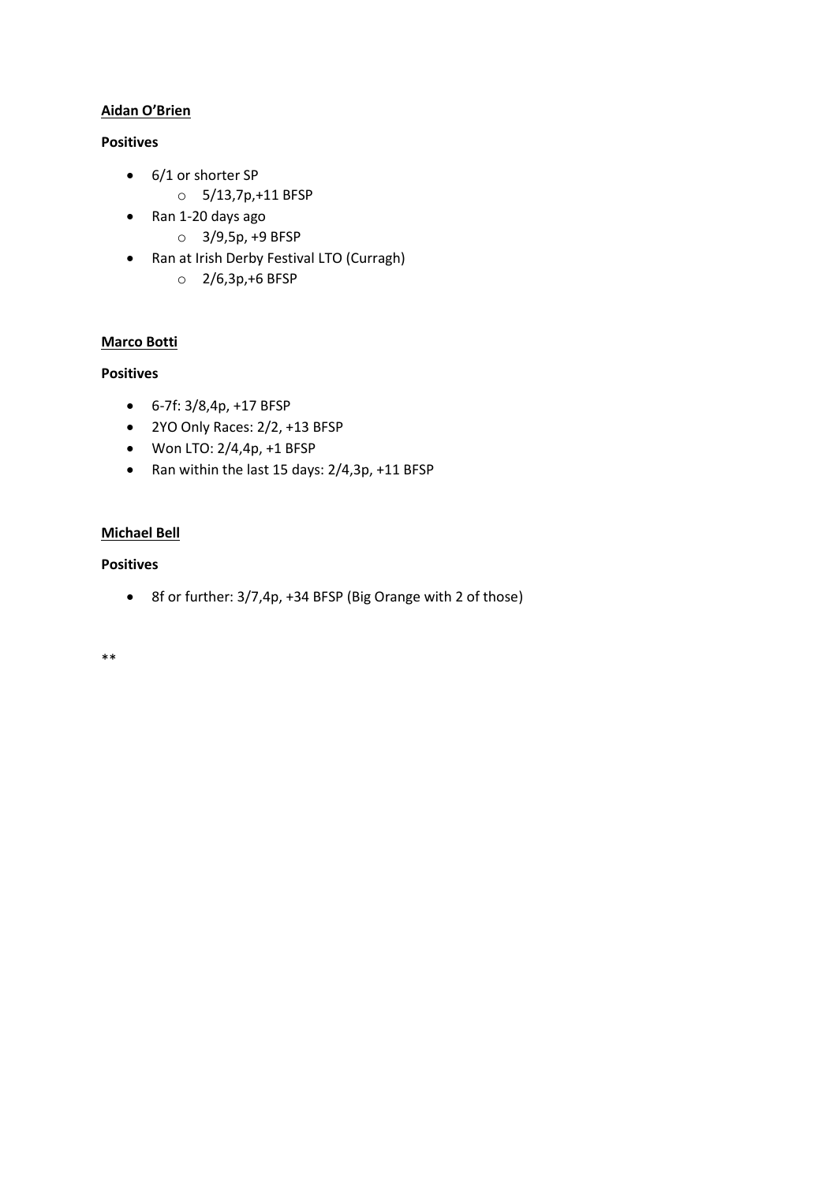**Aidan O'Brien**

**Positives**

- 6/1 or shorter SP
  - 5/13,7p,+11 BFSP
- Ran 1-20 days ago
  - 3/9,5p, +9 BFSP
- Ran at Irish Derby Festival LTO (Curragh)
  - 2/6,3p,+6 BFSP

**Marco Botti**

**Positives**

- 6-7f: 3/8,4p, +17 BFSP
- 2YO Only Races: 2/2, +13 BFSP
- Won LTO: 2/4,4p, +1 BFSP
- Ran within the last 15 days: 2/4,3p, +11 BFSP

**Michael Bell**

**Positives**

- 8f or further: 3/7,4p, +34 BFSP (Big Orange with 2 of those)

**